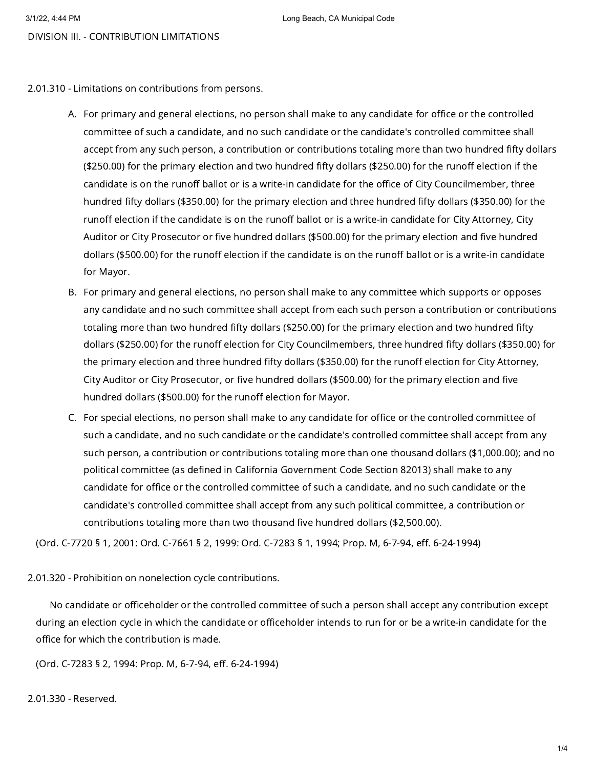## DIVISION III. - CONTRIBUTION LIMITATIONS

### 2.01.310 - Limitations on contributions from persons.

A. For primary and general elections, no person shall make to any candidate for office or the controlled committee of such a candidate, and no such candidate or the candidate's controlled committee shall accept from any such person, a contribution or contributions totaling more than two hundred fifty dollars ($250.00) for the primary election and two hundred fifty dollars ($250.00) for the runoff election if the candidate is on the runoff ballot or is a write-in candidate for the office of City Councilmember, three hundred fifty dollars ($350.00) for the primary election and three hundred fifty dollars ($350.00) for the runoff election if the candidate is on the runoff ballot or is a write-in candidate for City Attorney, City Auditor or City Prosecutor or five hundred dollars ($500.00) for the primary election and five hundred dollars ($500.00) for the runoff election if the candidate is on the runoff ballot or is a write-in candidate for Mayor.

B. For primary and general elections, no person shall make to any committee which supports or opposes any candidate and no such committee shall accept from each such person a contribution or contributions totaling more than two hundred fifty dollars ($250.00) for the primary election and two hundred fifty dollars ($250.00) for the runoff election for City Councilmembers, three hundred fifty dollars ($350.00) for the primary election and three hundred fifty dollars ($350.00) for the runoff election for City Attorney, City Auditor or City Prosecutor, or five hundred dollars ($500.00) for the primary election and five hundred dollars ($500.00) for the runoff election for Mayor.

C. For special elections, no person shall make to any candidate for office or the controlled committee of such a candidate, and no such candidate or the candidate's controlled committee shall accept from any such person, a contribution or contributions totaling more than one thousand dollars ($1,000.00); and no political committee (as defined in California Government Code Section 82013) shall make to any candidate for office or the controlled committee of such a candidate, and no such candidate or the candidate's controlled committee shall accept from any such political committee, a contribution or contributions totaling more than two thousand five hundred dollars ($2,500.00).

(Ord. C-7720 § 1, 2001: Ord. C-7661 § 2, 1999: Ord. C-7283 § 1, 1994; Prop. M, 6-7-94, eff. 6-24-1994)

### 2.01.320 - Prohibition on nonelection cycle contributions.

No candidate or officeholder or the controlled committee of such a person shall accept any contribution except during an election cycle in which the candidate or officeholder intends to run for or be a write-in candidate for the office for which the contribution is made.

(Ord. C-7283 § 2, 1994: Prop. M, 6-7-94, eff. 6-24-1994)

### 2.01.330 - Reserved.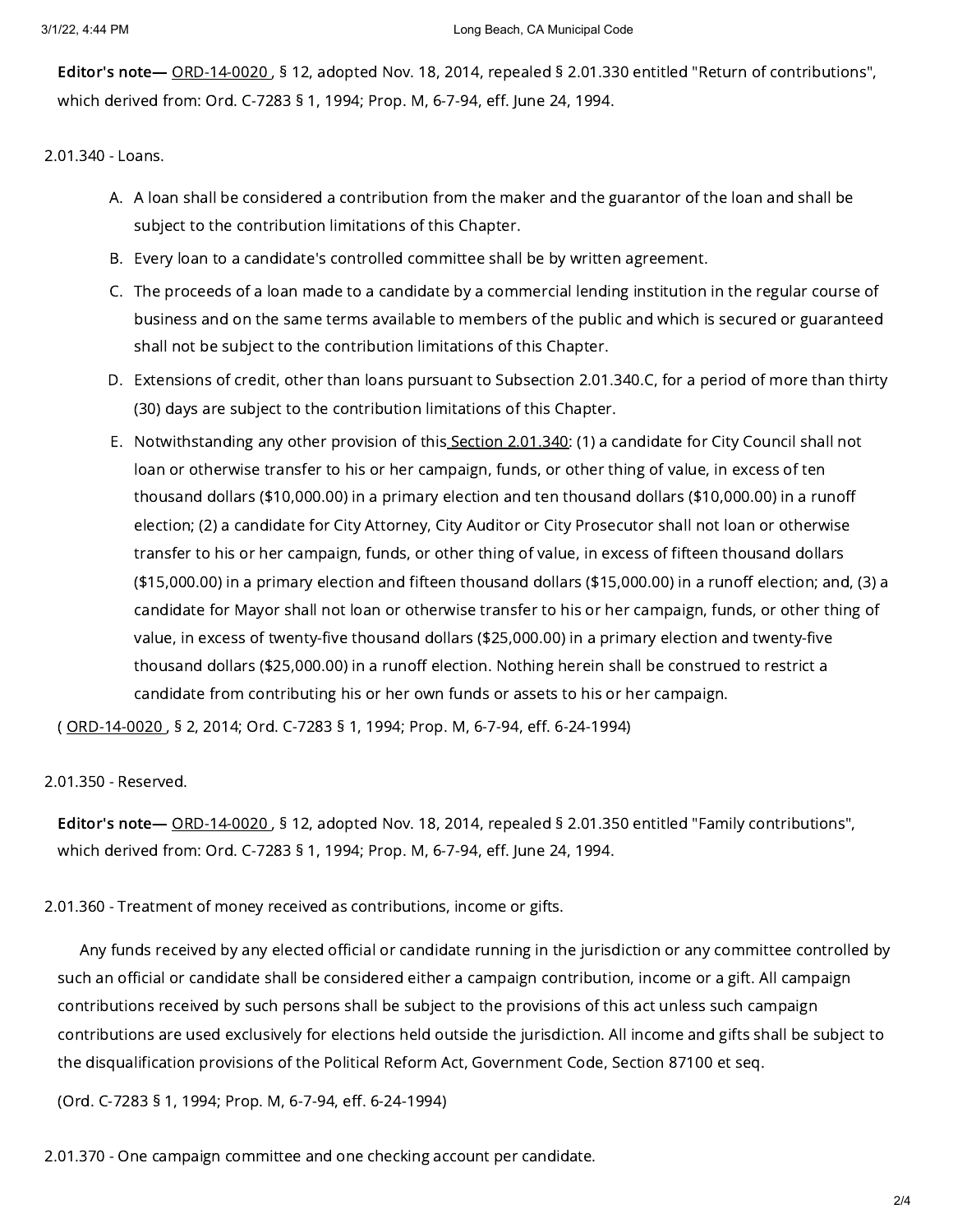**Editor's note—** ORD-14-0020 , § 12, adopted Nov. 18, 2014, repealed § 2.01.330 entitled "Return of contributions", which derived from: Ord. C-7283 § 1, 1994; Prop. M, 6-7-94, eff. June 24, 1994.

2.01.340 - Loans.

A. A loan shall be considered a contribution from the maker and the guarantor of the loan and shall be subject to the contribution limitations of this Chapter.

B. Every loan to a candidate's controlled committee shall be by written agreement.

C. The proceeds of a loan made to a candidate by a commercial lending institution in the regular course of business and on the same terms available to members of the public and which is secured or guaranteed shall not be subject to the contribution limitations of this Chapter.

D. Extensions of credit, other than loans pursuant to Subsection 2.01.340.C, for a period of more than thirty (30) days are subject to the contribution limitations of this Chapter.

E. Notwithstanding any other provision of this Section 2.01.340: (1) a candidate for City Council shall not loan or otherwise transfer to his or her campaign, funds, or other thing of value, in excess of ten thousand dollars ($10,000.00) in a primary election and ten thousand dollars ($10,000.00) in a runoff election; (2) a candidate for City Attorney, City Auditor or City Prosecutor shall not loan or otherwise transfer to his or her campaign, funds, or other thing of value, in excess of fifteen thousand dollars ($15,000.00) in a primary election and fifteen thousand dollars ($15,000.00) in a runoff election; and, (3) a candidate for Mayor shall not loan or otherwise transfer to his or her campaign, funds, or other thing of value, in excess of twenty-five thousand dollars ($25,000.00) in a primary election and twenty-five thousand dollars ($25,000.00) in a runoff election. Nothing herein shall be construed to restrict a candidate from contributing his or her own funds or assets to his or her campaign.

( ORD-14-0020 , § 2, 2014; Ord. C-7283 § 1, 1994; Prop. M, 6-7-94, eff. 6-24-1994)

2.01.350 - Reserved.

**Editor's note—** ORD-14-0020 , § 12, adopted Nov. 18, 2014, repealed § 2.01.350 entitled "Family contributions", which derived from: Ord. C-7283 § 1, 1994; Prop. M, 6-7-94, eff. June 24, 1994.

2.01.360 - Treatment of money received as contributions, income or gifts.

Any funds received by any elected official or candidate running in the jurisdiction or any committee controlled by such an official or candidate shall be considered either a campaign contribution, income or a gift. All campaign contributions received by such persons shall be subject to the provisions of this act unless such campaign contributions are used exclusively for elections held outside the jurisdiction. All income and gifts shall be subject to the disqualification provisions of the Political Reform Act, Government Code, Section 87100 et seq.

(Ord. C-7283 § 1, 1994; Prop. M, 6-7-94, eff. 6-24-1994)

2.01.370 - One campaign committee and one checking account per candidate.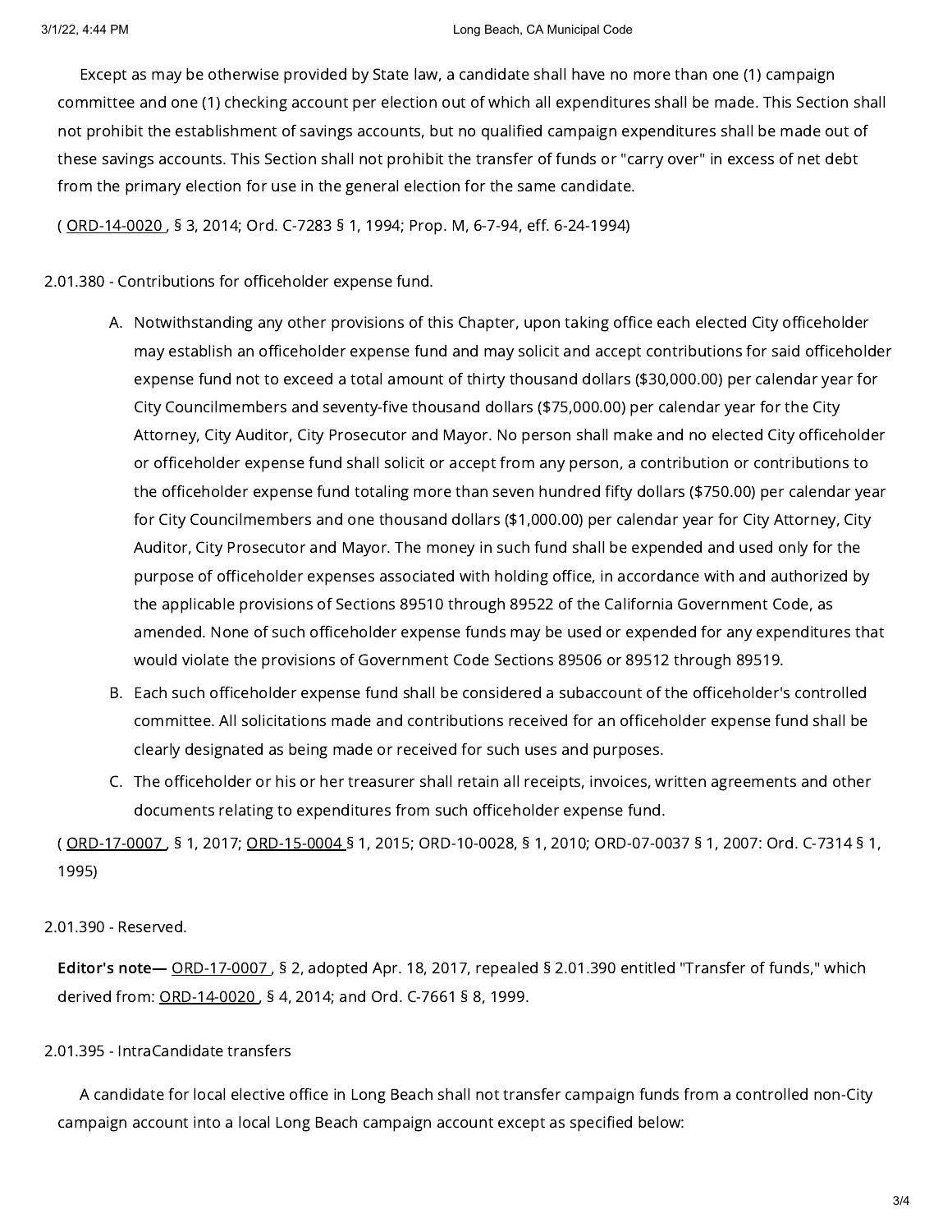Except as may be otherwise provided by State law, a candidate shall have no more than one (1) campaign committee and one (1) checking account per election out of which all expenditures shall be made. This Section shall not prohibit the establishment of savings accounts, but no qualified campaign expenditures shall be made out of these savings accounts. This Section shall not prohibit the transfer of funds or "carry over" in excess of net debt from the primary election for use in the general election for the same candidate.

( ORD-14-0020 , § 3, 2014; Ord. C-7283 § 1, 1994; Prop. M, 6-7-94, eff. 6-24-1994)

2.01.380 - Contributions for officeholder expense fund.

A. Notwithstanding any other provisions of this Chapter, upon taking office each elected City officeholder may establish an officeholder expense fund and may solicit and accept contributions for said officeholder expense fund not to exceed a total amount of thirty thousand dollars ($30,000.00) per calendar year for City Councilmembers and seventy-five thousand dollars ($75,000.00) per calendar year for the City Attorney, City Auditor, City Prosecutor and Mayor. No person shall make and no elected City officeholder or officeholder expense fund shall solicit or accept from any person, a contribution or contributions to the officeholder expense fund totaling more than seven hundred fifty dollars ($750.00) per calendar year for City Councilmembers and one thousand dollars ($1,000.00) per calendar year for City Attorney, City Auditor, City Prosecutor and Mayor. The money in such fund shall be expended and used only for the purpose of officeholder expenses associated with holding office, in accordance with and authorized by the applicable provisions of Sections 89510 through 89522 of the California Government Code, as amended. None of such officeholder expense funds may be used or expended for any expenditures that would violate the provisions of Government Code Sections 89506 or 89512 through 89519.
B. Each such officeholder expense fund shall be considered a subaccount of the officeholder's controlled committee. All solicitations made and contributions received for an officeholder expense fund shall be clearly designated as being made or received for such uses and purposes.
C. The officeholder or his or her treasurer shall retain all receipts, invoices, written agreements and other documents relating to expenditures from such officeholder expense fund.

( ORD-17-0007 , § 1, 2017; ORD-15-0004 § 1, 2015; ORD-10-0028, § 1, 2010; ORD-07-0037 § 1, 2007: Ord. C-7314 § 1, 1995)

2.01.390 - Reserved.

**Editor's note—** ORD-17-0007 , § 2, adopted Apr. 18, 2017, repealed § 2.01.390 entitled "Transfer of funds," which derived from: ORD-14-0020 , § 4, 2014; and Ord. C-7661 § 8, 1999.

2.01.395 - IntraCandidate transfers

A candidate for local elective office in Long Beach shall not transfer campaign funds from a controlled non-City campaign account into a local Long Beach campaign account except as specified below: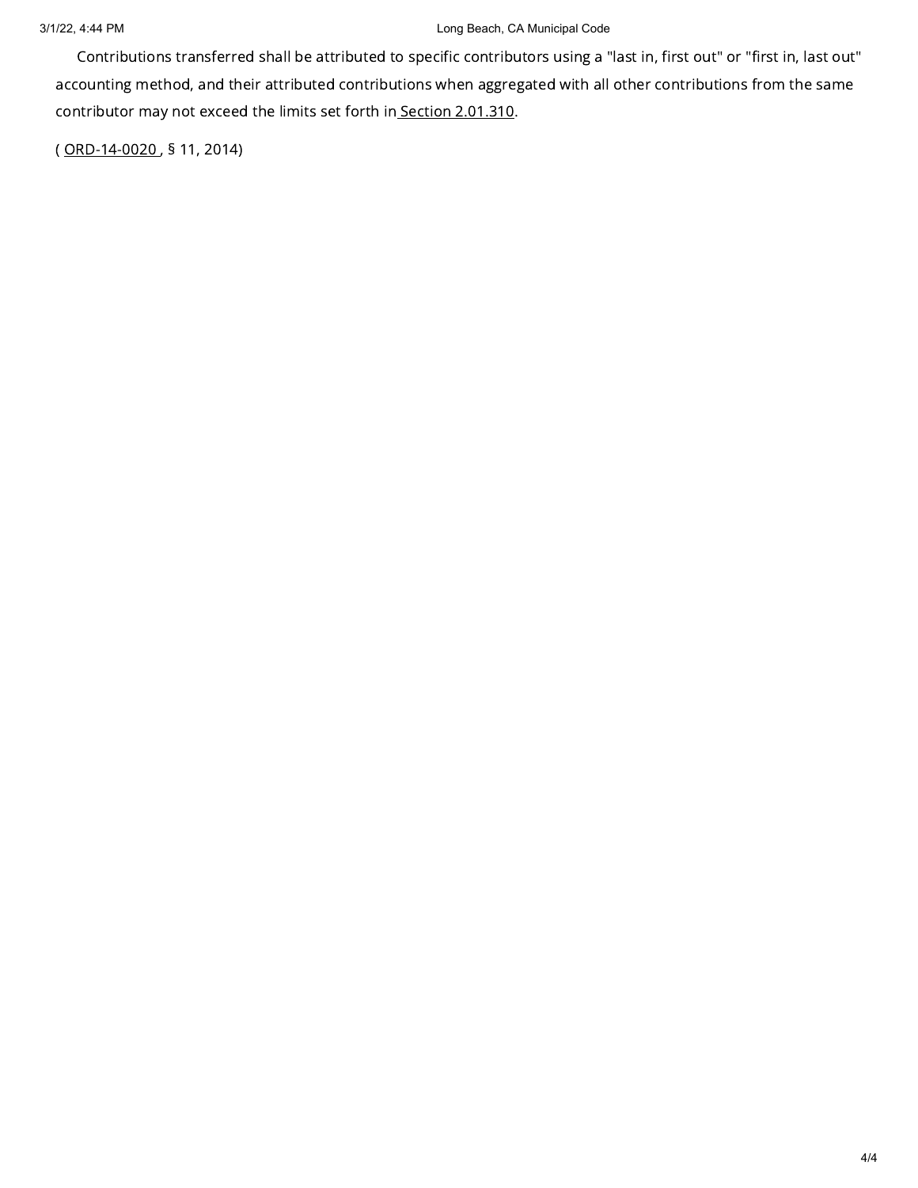Contributions transferred shall be attributed to specific contributors using a "last in, first out" or "first in, last out" accounting method, and their attributed contributions when aggregated with all other contributions from the same contributor may not exceed the limits set forth in Section 2.01.310.

( ORD-14-0020 , § 11, 2014)